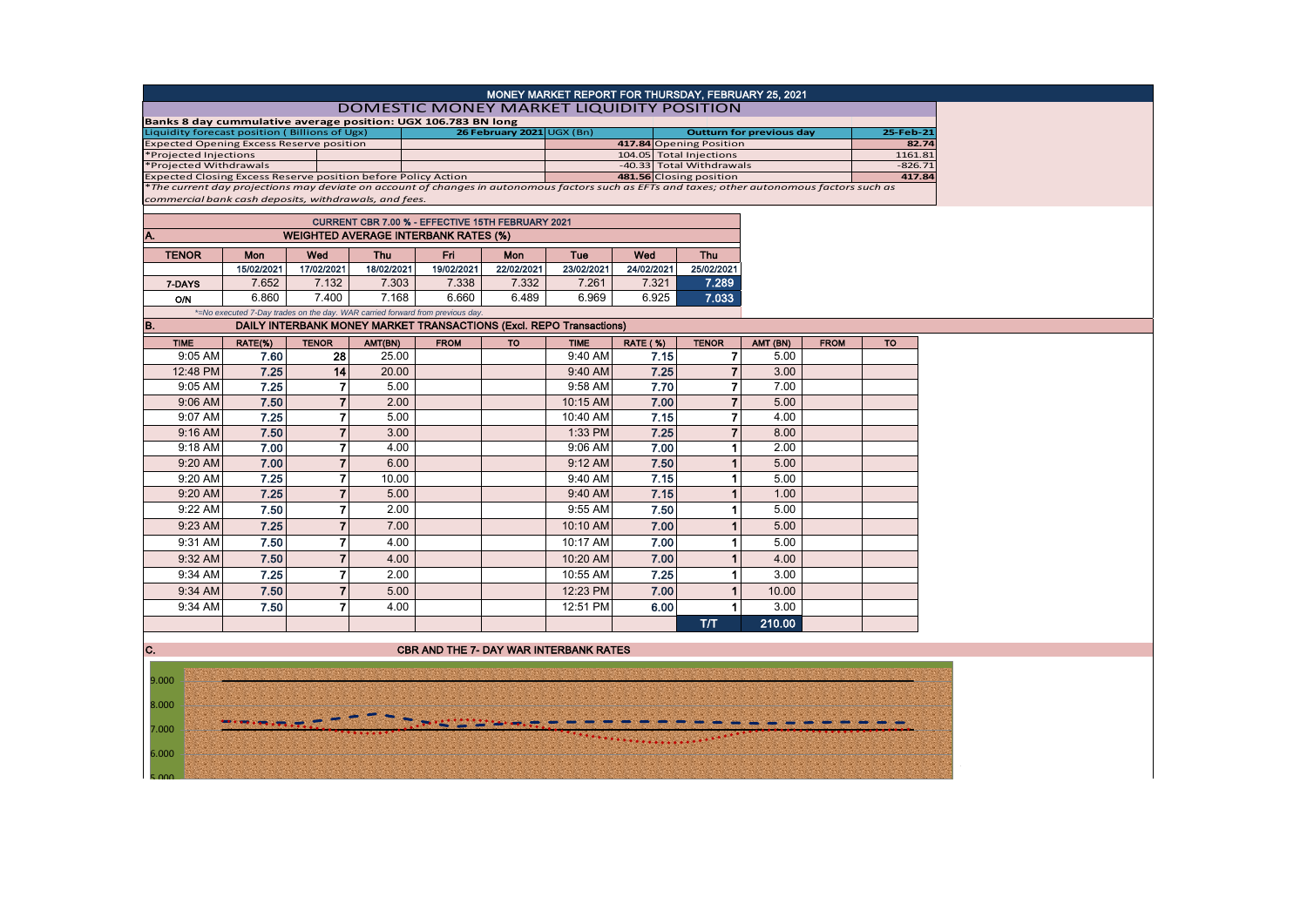# MONEY MARKET REPORT FOR THURSDAY, FEBRUARY 25, 2021

## DOMESTIC MONEY MARKET LIQUIDITY POSITION

**Banks 8 day cummulative average position: UGX 106.783 BN long**

| Liquidity forecast position ( Billions of Ugx) | 26 February 2021 | UGX (Bn) | Outturn for previous day | 25-Feb-21 |
|---|---|---|---|---|
| Expected Opening Excess Reserve position | | 417.84 | Opening Position | 82.74 |
| *Projected Injections | | 104.05 | Total Injections | 1161.81 |
| *Projected Withdrawals | | -40.33 | Total Withdrawals | -826.71 |
| Expected Closing Excess Reserve position before Policy Action | | 481.56 | Closing position | 417.84 |

*The current day projections may deviate on account of changes in autonomous factors such as EFTs and taxes; other autonomous factors such as commercial bank cash deposits, withdrawals, and fees.

**CURRENT CBR 7.00 % - EFFECTIVE 15TH FEBRUARY 2021**

### A. WEIGHTED AVERAGE INTERBANK RATES (%)

| TENOR | Mon | Wed | Thu | Fri | Mon | Tue | Wed | Thu |
|---|---|---|---|---|---|---|---|---|
| | 15/02/2021 | 17/02/2021 | 18/02/2021 | 19/02/2021 | 22/02/2021 | 23/02/2021 | 24/02/2021 | 25/02/2021 |
| 7-DAYS | 7.652 | 7.132 | 7.303 | 7.338 | 7.332 | 7.261 | 7.321 | 7.289 |
| O/N | 6.860 | 7.400 | 7.168 | 6.660 | 6.489 | 6.969 | 6.925 | 7.033 |

*=No executed 7-Day trades on the day. WAR carried forward from previous day.

### B. DAILY INTERBANK MONEY MARKET TRANSACTIONS (Excl. REPO Transactions)

| TIME | RATE(%) | TENOR | AMT(BN) | FROM | TO | TIME | RATE (%) | TENOR | AMT (BN) | FROM | TO |
|---|---|---|---|---|---|---|---|---|---|---|---|
| 9:05 AM | 7.60 | 28 | 25.00 | | | 9:40 AM | 7.15 | 7 | 5.00 | | |
| 12:48 PM | 7.25 | 14 | 20.00 | | | 9:40 AM | 7.25 | 7 | 3.00 | | |
| 9:05 AM | 7.25 | 7 | 5.00 | | | 9:58 AM | 7.70 | 7 | 7.00 | | |
| 9:06 AM | 7.50 | 7 | 2.00 | | | 10:15 AM | 7.00 | 7 | 5.00 | | |
| 9:07 AM | 7.25 | 7 | 5.00 | | | 10:40 AM | 7.15 | 7 | 4.00 | | |
| 9:16 AM | 7.50 | 7 | 3.00 | | | 1:33 PM | 7.25 | 7 | 8.00 | | |
| 9:18 AM | 7.00 | 7 | 4.00 | | | 9:06 AM | 7.00 | 1 | 2.00 | | |
| 9:20 AM | 7.00 | 7 | 6.00 | | | 9:12 AM | 7.50 | 1 | 5.00 | | |
| 9:20 AM | 7.25 | 7 | 10.00 | | | 9:40 AM | 7.15 | 1 | 5.00 | | |
| 9:20 AM | 7.25 | 7 | 5.00 | | | 9:40 AM | 7.15 | 1 | 1.00 | | |
| 9:22 AM | 7.50 | 7 | 2.00 | | | 9:55 AM | 7.50 | 1 | 5.00 | | |
| 9:23 AM | 7.25 | 7 | 7.00 | | | 10:10 AM | 7.00 | 1 | 5.00 | | |
| 9:31 AM | 7.50 | 7 | 4.00 | | | 10:17 AM | 7.00 | 1 | 5.00 | | |
| 9:32 AM | 7.50 | 7 | 4.00 | | | 10:20 AM | 7.00 | 1 | 4.00 | | |
| 9:34 AM | 7.25 | 7 | 2.00 | | | 10:55 AM | 7.25 | 1 | 3.00 | | |
| 9:34 AM | 7.50 | 7 | 5.00 | | | 12:23 PM | 7.00 | 1 | 10.00 | | |
| 9:34 AM | 7.50 | 7 | 4.00 | | | 12:51 PM | 6.00 | 1 | 3.00 | | |
| | | | | | | | | T/T | 210.00 | | |

### C. CBR AND THE 7- DAY WAR INTERBANK RATES

9.000
8.000
7.000
6.000
5.000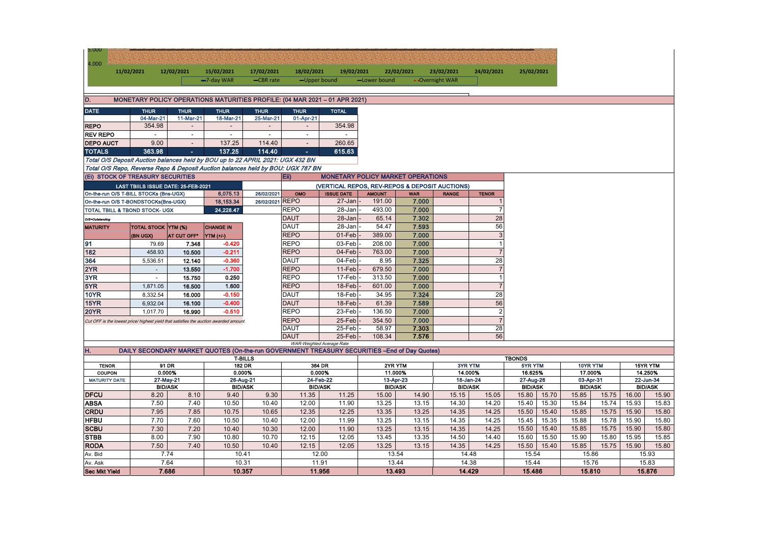5.000

4.000

11/02/2021 12/02/2021 15/02/2021 17/02/2021 18/02/2021 19/02/2021 22/02/2021 23/02/2021 24/02/2021 25/02/2021

—7-day WAR —CBR rate —Upper bound —Lower bound • •Overnight WAR

## D. MONETARY POLICY OPERATIONS MATURITIES PROFILE: (04 MAR 2021 – 01 APR 2021)

| DATE | THUR | THUR | THUR | THUR | THUR | TOTAL |
|---|---|---|---|---|---|---|
| | 04-Mar-21 | 11-Mar-21 | 18-Mar-21 | 25-Mar-21 | 01-Apr-21 | |
| REPO | 354.98 | - | - | - | - | 354.98 |
| REV REPO | - | - | - | - | - | - |
| DEPO AUCT | 9.00 | - | 137.25 | 114.40 | - | 260.65 |
| TOTALS | 363.98 | - | 137.25 | 114.40 | - | 615.63 |

*Total O/S Deposit Auction balances held by BOU up to 22 APRIL 2021: UGX 432 BN*

*Total O/S Repo, Reverse Repo & Deposit Auction balances held by BOU: UGX 787 BN*

## (Ei) STOCK OF TREASURY SECURITIES

| LAST TBIILS ISSUE DATE: 25-FEB-2021 | | |
|---|---|---|
| On-the-run O/S T-BILL STOCKs (Bns-UGX) | 6,075.13 | 26/02/2021 |
| On-the-run O/S T-BONDSTOCKs(Bns-UGX) | 18,153.34 | 26/02/2021 |
| TOTAL TBILL & TBOND STOCK- UGX | 24,228.47 | |

O/S=Outstanding

| MATURITY | TOTAL STOCK (BN UGX) | YTM (%) AT CUT OFF* | CHANGE IN YTM (+/-) |
|---|---|---|---|
| 91 | 79.69 | 7.348 | -0.420 |
| 182 | 458.93 | 10.500 | -0.211 |
| 364 | 5,536.51 | 12.140 | -0.360 |
| 2YR | - | 13.550 | -1.700 |
| 3YR | - | 15.750 | 0.250 |
| 5YR | 1,871.05 | 16.500 | 1.600 |
| 10YR | 8,332.54 | 16.000 | -0.150 |
| 15YR | 6,932.04 | 16.100 | -0.400 |
| 20YR | 1,017.70 | 16.990 | -0.510 |

*Cut OFF is the lowest price/ highest yield that satisfies the auction awarded amount.*

## Eii) MONETARY POLICY MARKET OPERATIONS

(VERTICAL REPOS, REV-REPOS & DEPOSIT AUCTIONS)

| OMO | ISSUE DATE | AMOUNT | WAR | RANGE | TENOR |
|---|---|---|---|---|---|
| REPO | 27-Jan - | 191.00 | 7.000 | | 1 |
| REPO | 28-Jan - | 493.00 | 7.000 | | 7 |
| DAUT | 28-Jan - | 65.14 | 7.302 | | 28 |
| DAUT | 28-Jan - | 54.47 | 7.593 | | 56 |
| REPO | 01-Feb - | 389.00 | 7.000 | | 3 |
| REPO | 03-Feb - | 208.00 | 7.000 | | 1 |
| REPO | 04-Feb - | 763.00 | 7.000 | | 7 |
| DAUT | 04-Feb - | 8.95 | 7.325 | | 28 |
| REPO | 11-Feb - | 679.50 | 7.000 | | 7 |
| REPO | 17-Feb - | 313.50 | 7.000 | | 1 |
| REPO | 18-Feb - | 601.00 | 7.000 | | 7 |
| DAUT | 18-Feb - | 34.95 | 7.324 | | 28 |
| DAUT | 18-Feb - | 61.39 | 7.589 | | 56 |
| REPO | 23-Feb - | 136.50 | 7.000 | | 2 |
| REPO | 25-Feb - | 354.50 | 7.000 | | 7 |
| DAUT | 25-Feb - | 58.97 | 7.303 | | 28 |
| DAUT | 25-Feb - | 108.34 | 7.576 | | 56 |

*WAR-Weighted Average Rate*

## H. DAILY SECONDARY MARKET QUOTES (On-the-run GOVERNMENT TREASURY SECURITIES –End of Day Quotes)

| | T-BILLS | | | | | | TBONDS | | | | | | | | | | | |
|---|---|---|---|---|---|---|---|---|---|---|---|---|---|---|---|---|---|---|
| TENOR | 91 DR | | 182 DR | | 364 DR | | 2YR YTM | | 3YR YTM | | 5YR YTM | | 10YR YTM | | 15YR YTM | |
| COUPON | 0.000% | | 0.000% | | 0.000% | | 11.000% | | 14.000% | | 16.625% | | 17.000% | | 14.250% | |
| MATURITY DATE | 27-May-21 | | 26-Aug-21 | | 24-Feb-22 | | 13-Apr-23 | | 18-Jan-24 | | 27-Aug-26 | | 03-Apr-31 | | 22-Jun-34 | |
| | BID/ASK | | BID/ASK | | BID/ASK | | BID/ASK | | BID/ASK | | BID/ASK | | BID/ASK | | BID/ASK | |
| DFCU | 8.20 | 8.10 | 9.40 | 9.30 | 11.35 | 11.25 | 15.00 | 14.90 | 15.15 | 15.05 | 15.80 | 15.70 | 15.85 | 15.75 | 16.00 | 15.90 |
| ABSA | 7.50 | 7.40 | 10.50 | 10.40 | 12.00 | 11.90 | 13.25 | 13.15 | 14.30 | 14.20 | 15.40 | 15.30 | 15.84 | 15.74 | 15.93 | 15.83 |
| CRDU | 7.95 | 7.85 | 10.75 | 10.65 | 12.35 | 12.25 | 13.35 | 13.25 | 14.35 | 14.25 | 15.50 | 15.40 | 15.85 | 15.75 | 15.90 | 15.80 |
| HFBU | 7.70 | 7.60 | 10.50 | 10.40 | 12.00 | 11.99 | 13.25 | 13.15 | 14.35 | 14.25 | 15.45 | 15.35 | 15.88 | 15.78 | 15.90 | 15.80 |
| SCBU | 7.30 | 7.20 | 10.40 | 10.30 | 12.00 | 11.90 | 13.25 | 13.15 | 14.35 | 14.25 | 15.50 | 15.40 | 15.85 | 15.75 | 15.90 | 15.80 |
| STBB | 8.00 | 7.90 | 10.80 | 10.70 | 12.15 | 12.05 | 13.45 | 13.35 | 14.50 | 14.40 | 15.60 | 15.50 | 15.90 | 15.80 | 15.95 | 15.85 |
| RODA | 7.50 | 7.40 | 10.50 | 10.40 | 12.15 | 12.05 | 13.25 | 13.15 | 14.35 | 14.25 | 15.50 | 15.40 | 15.85 | 15.75 | 15.90 | 15.80 |
| Av. Bid | 7.74 | | 10.41 | | 12.00 | | 13.54 | | 14.48 | | 15.54 | | 15.86 | | 15.93 | |
| Av. Ask | 7.64 | | 10.31 | | 11.91 | | 13.44 | | 14.38 | | 15.44 | | 15.76 | | 15.83 | |
| Sec Mkt Yield | 7.686 | | 10.357 | | 11.956 | | 13.493 | | 14.429 | | 15.486 | | 15.810 | | 15.876 | |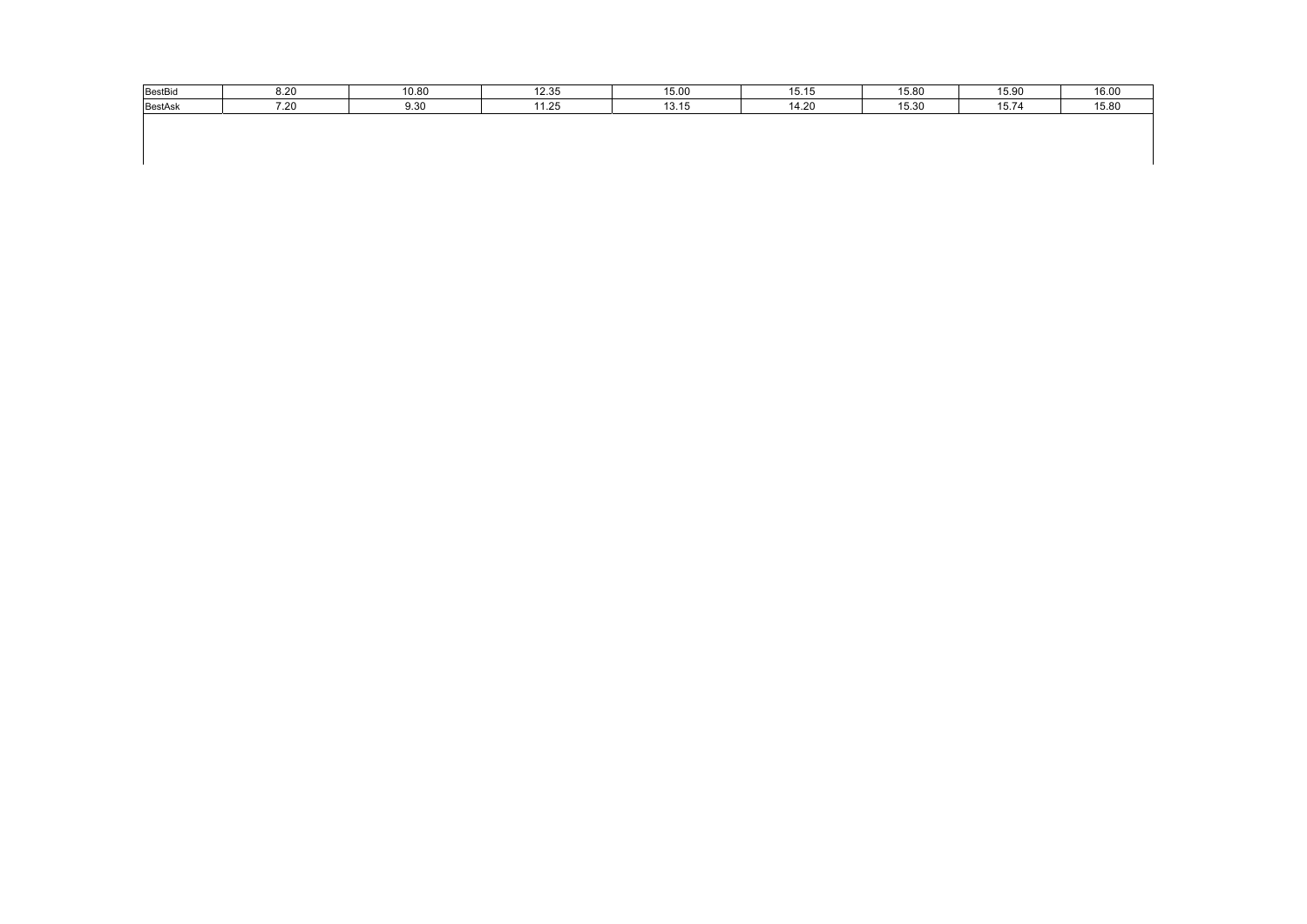| | | | | | | | | |
|---|---|---|---|---|---|---|---|---|
| BestBid | 8.20 | 10.80 | 12.35 | 15.00 | 15.15 | 15.80 | 15.90 | 16.00 |
| BestAsk | 7.20 | 9.30 | 11.25 | 13.15 | 14.20 | 15.30 | 15.74 | 15.80 |